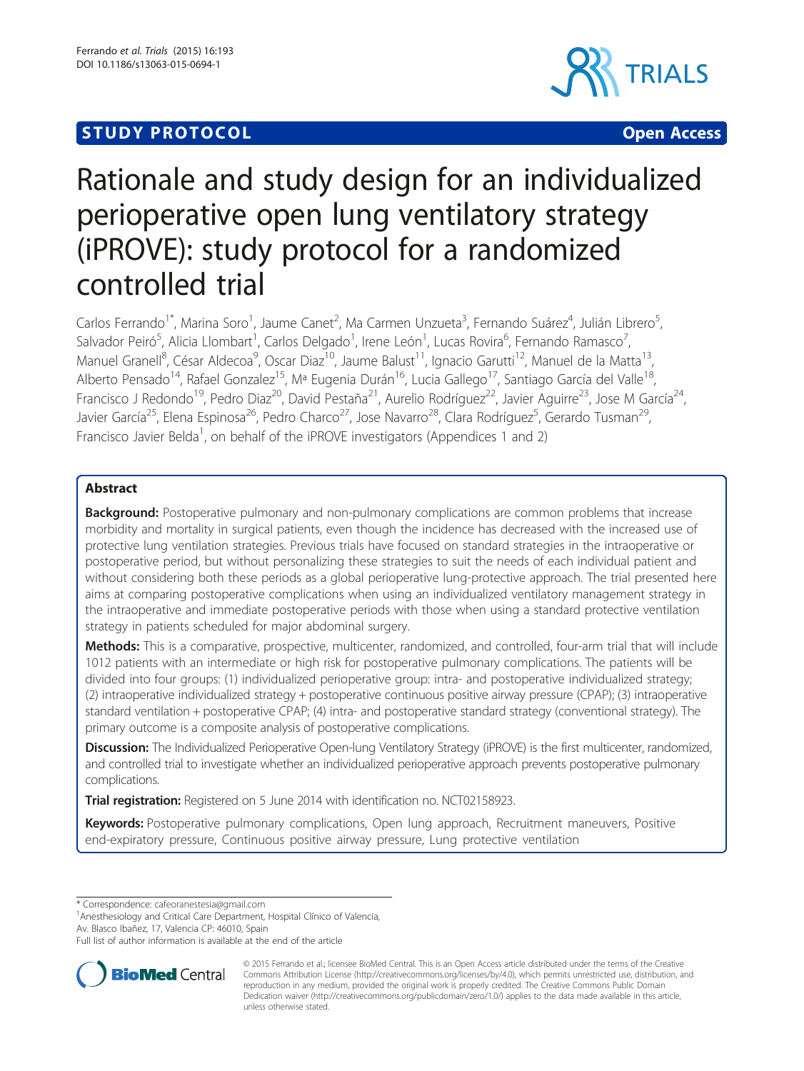STUDY PROTOCOL Open Access

# Rationale and study design for an individualized perioperative open lung ventilatory strategy (iPROVE): study protocol for a randomized controlled trial

Carlos Ferrando[1*], Marina Soro[1], Jaume Canet[2], Ma Carmen Unzueta[3], Fernando Suárez[4], Julián Librero[5], Salvador Peiró[5], Alicia Llombart[1], Carlos Delgado[1], Irene León[1], Lucas Rovira[6], Fernando Ramasco[7], Manuel Granell[8], César Aldecoa[9], Oscar Diaz[10], Jaume Balust[11], Ignacio Garutti[12], Manuel de la Matta[13], Alberto Pensado[14], Rafael Gonzalez[15], Mª Eugenia Durán[16], Lucia Gallego[17], Santiago García del Valle[18], Francisco J Redondo[19], Pedro Diaz[20], David Pestaña[21], Aurelio Rodríguez[22], Javier Aguirre[23], Jose M García[24], Javier García[25], Elena Espinosa[26], Pedro Charco[27], Jose Navarro[28], Clara Rodríguez[5], Gerardo Tusman[29], Francisco Javier Belda[1], on behalf of the iPROVE investigators (Appendices 1 and 2)

## Abstract

**Background:** Postoperative pulmonary and non-pulmonary complications are common problems that increase morbidity and mortality in surgical patients, even though the incidence has decreased with the increased use of protective lung ventilation strategies. Previous trials have focused on standard strategies in the intraoperative or postoperative period, but without personalizing these strategies to suit the needs of each individual patient and without considering both these periods as a global perioperative lung-protective approach. The trial presented here aims at comparing postoperative complications when using an individualized ventilatory management strategy in the intraoperative and immediate postoperative periods with those when using a standard protective ventilation strategy in patients scheduled for major abdominal surgery.

**Methods:** This is a comparative, prospective, multicenter, randomized, and controlled, four-arm trial that will include 1012 patients with an intermediate or high risk for postoperative pulmonary complications. The patients will be divided into four groups: (1) individualized perioperative group: intra- and postoperative individualized strategy; (2) intraoperative individualized strategy + postoperative continuous positive airway pressure (CPAP); (3) intraoperative standard ventilation + postoperative CPAP; (4) intra- and postoperative standard strategy (conventional strategy). The primary outcome is a composite analysis of postoperative complications.

**Discussion:** The Individualized Perioperative Open-lung Ventilatory Strategy (iPROVE) is the first multicenter, randomized, and controlled trial to investigate whether an individualized perioperative approach prevents postoperative pulmonary complications.

**Trial registration:** Registered on 5 June 2014 with identification no. NCT02158923.

**Keywords:** Postoperative pulmonary complications, Open lung approach, Recruitment maneuvers, Positive end-expiratory pressure, Continuous positive airway pressure, Lung protective ventilation

\* Correspondence: cafeoranestesia@gmail.com
[1]Anesthesiology and Critical Care Department, Hospital Clínico of Valencia, Av. Blasco Ibañez, 17, Valencia CP: 46010, Spain
Full list of author information is available at the end of the article

© 2015 Ferrando et al.; licensee BioMed Central. This is an Open Access article distributed under the terms of the Creative Commons Attribution License (http://creativecommons.org/licenses/by/4.0), which permits unrestricted use, distribution, and reproduction in any medium, provided the original work is properly credited. The Creative Commons Public Domain Dedication waiver (http://creativecommons.org/publicdomain/zero/1.0/) applies to the data made available in this article, unless otherwise stated.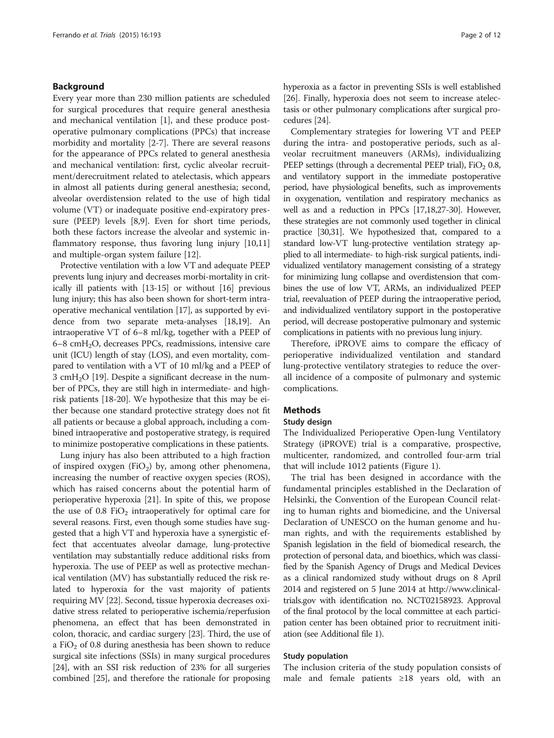## Background

Every year more than 230 million patients are scheduled for surgical procedures that require general anesthesia and mechanical ventilation [1], and these produce postoperative pulmonary complications (PPCs) that increase morbidity and mortality [2-7]. There are several reasons for the appearance of PPCs related to general anesthesia and mechanical ventilation: first, cyclic alveolar recruitment/derecruitment related to atelectasis, which appears in almost all patients during general anesthesia; second, alveolar overdistension related to the use of high tidal volume (VT) or inadequate positive end-expiratory pressure (PEEP) levels [8,9]. Even for short time periods, both these factors increase the alveolar and systemic inflammatory response, thus favoring lung injury [10,11] and multiple-organ system failure [12].

Protective ventilation with a low VT and adequate PEEP prevents lung injury and decreases morbi-mortality in critically ill patients with [13-15] or without [16] previous lung injury; this has also been shown for short-term intraoperative mechanical ventilation [17], as supported by evidence from two separate meta-analyses [18,19]. An intraoperative VT of 6–8 ml/kg, together with a PEEP of 6–8 $cmH_2O$, decreases PPCs, readmissions, intensive care unit (ICU) length of stay (LOS), and even mortality, compared to ventilation with a VT of 10 ml/kg and a PEEP of 3 $cmH_2O$ [19]. Despite a significant decrease in the number of PPCs, they are still high in intermediate- and high-risk patients [18-20]. We hypothesize that this may be either because one standard protective strategy does not fit all patients or because a global approach, including a combined intraoperative and postoperative strategy, is required to minimize postoperative complications in these patients.

Lung injury has also been attributed to a high fraction of inspired oxygen ($FiO_2$) by, among other phenomena, increasing the number of reactive oxygen species (ROS), which has raised concerns about the potential harm of perioperative hyperoxia [21]. In spite of this, we propose the use of 0.8 $FiO_2$ intraoperatively for optimal care for several reasons. First, even though some studies have suggested that a high VT and hyperoxia have a synergistic effect that accentuates alveolar damage, lung-protective ventilation may substantially reduce additional risks from hyperoxia. The use of PEEP as well as protective mechanical ventilation (MV) has substantially reduced the risk related to hyperoxia for the vast majority of patients requiring MV [22]. Second, tissue hyperoxia decreases oxidative stress related to perioperative ischemia/reperfusion phenomena, an effect that has been demonstrated in colon, thoracic, and cardiac surgery [23]. Third, the use of a $FiO_2$ of 0.8 during anesthesia has been shown to reduce surgical site infections (SSIs) in many surgical procedures [24], with an SSI risk reduction of 23% for all surgeries combined [25], and therefore the rationale for proposing hyperoxia as a factor in preventing SSIs is well established [26]. Finally, hyperoxia does not seem to increase atelectasis or other pulmonary complications after surgical procedures [24].

Complementary strategies for lowering VT and PEEP during the intra- and postoperative periods, such as alveolar recruitment maneuvers (ARMs), individualizing PEEP settings (through a decremental PEEP trial), $FiO_2$ 0.8, and ventilatory support in the immediate postoperative period, have physiological benefits, such as improvements in oxygenation, ventilation and respiratory mechanics as well as and a reduction in PPCs [17,18,27-30]. However, these strategies are not commonly used together in clinical practice [30,31]. We hypothesized that, compared to a standard low-VT lung-protective ventilation strategy applied to all intermediate- to high-risk surgical patients, individualized ventilatory management consisting of a strategy for minimizing lung collapse and overdistension that combines the use of low VT, ARMs, an individualized PEEP trial, reevaluation of PEEP during the intraoperative period, and individualized ventilatory support in the postoperative period, will decrease postoperative pulmonary and systemic complications in patients with no previous lung injury.

Therefore, iPROVE aims to compare the efficacy of perioperative individualized ventilation and standard lung-protective ventilatory strategies to reduce the overall incidence of a composite of pulmonary and systemic complications.

## Methods

### Study design

The Individualized Perioperative Open-lung Ventilatory Strategy (iPROVE) trial is a comparative, prospective, multicenter, randomized, and controlled four-arm trial that will include 1012 patients (Figure 1).

The trial has been designed in accordance with the fundamental principles established in the Declaration of Helsinki, the Convention of the European Council relating to human rights and biomedicine, and the Universal Declaration of UNESCO on the human genome and human rights, and with the requirements established by Spanish legislation in the field of biomedical research, the protection of personal data, and bioethics, which was classified by the Spanish Agency of Drugs and Medical Devices as a clinical randomized study without drugs on 8 April 2014 and registered on 5 June 2014 at http://www.clinicaltrials.gov with identification no. NCT02158923. Approval of the final protocol by the local committee at each participation center has been obtained prior to recruitment initiation (see Additional file 1).

### Study population

The inclusion criteria of the study population consists of male and female patients ≥18 years old, with an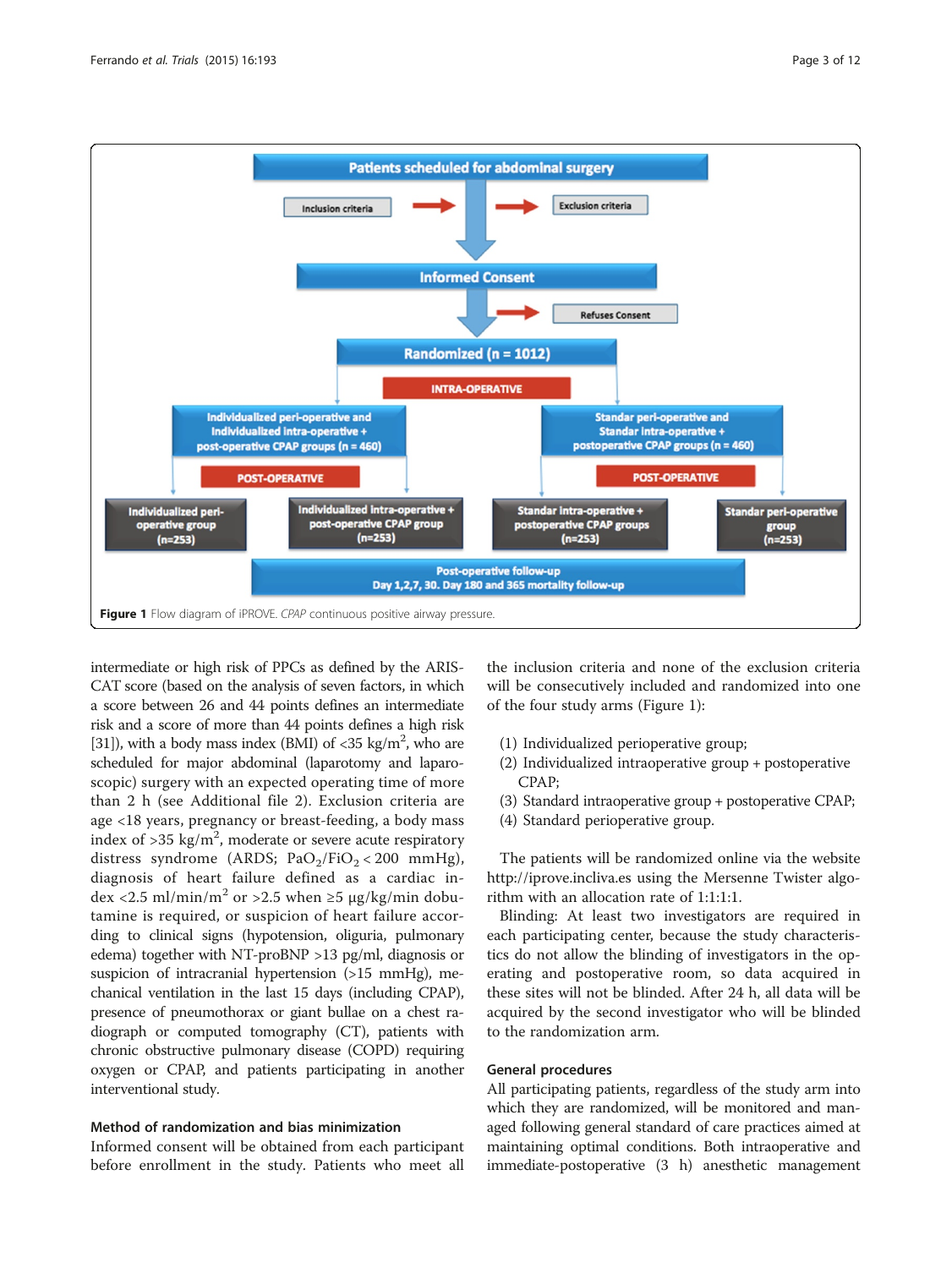Figure 1 Flow diagram of iPROVE. *CPAP* continuous positive airway pressure.

intermediate or high risk of PPCs as defined by the ARISCAT score (based on the analysis of seven factors, in which a score between 26 and 44 points defines an intermediate risk and a score of more than 44 points defines a high risk [31]), with a body mass index (BMI) of <35 kg/m$^2$, who are scheduled for major abdominal (laparotomy and laparoscopic) surgery with an expected operating time of more than 2 h (see Additional file 2). Exclusion criteria are age <18 years, pregnancy or breast-feeding, a body mass index of >35 kg/m$^2$, moderate or severe acute respiratory distress syndrome (ARDS; $PaO_2/FiO_2 < 200$ mmHg), diagnosis of heart failure defined as a cardiac index <2.5 ml/min/m$^2$ or >2.5 when ≥5 μg/kg/min dobutamine is required, or suspicion of heart failure according to clinical signs (hypotension, oliguria, pulmonary edema) together with NT-proBNP >13 pg/ml, diagnosis or suspicion of intracranial hypertension (>15 mmHg), mechanical ventilation in the last 15 days (including CPAP), presence of pneumothorax or giant bullae on a chest radiograph or computed tomography (CT), patients with chronic obstructive pulmonary disease (COPD) requiring oxygen or CPAP, and patients participating in another interventional study.

### Method of randomization and bias minimization

Informed consent will be obtained from each participant before enrollment in the study. Patients who meet all the inclusion criteria and none of the exclusion criteria will be consecutively included and randomized into one of the four study arms (Figure 1):

(1) Individualized perioperative group;
(2) Individualized intraoperative group + postoperative CPAP;
(3) Standard intraoperative group + postoperative CPAP;
(4) Standard perioperative group.

The patients will be randomized online via the website http://iprove.incliva.es using the Mersenne Twister algorithm with an allocation rate of 1:1:1:1.

Blinding: At least two investigators are required in each participating center, because the study characteristics do not allow the blinding of investigators in the operating and postoperative room, so data acquired in these sites will not be blinded. After 24 h, all data will be acquired by the second investigator who will be blinded to the randomization arm.

### General procedures

All participating patients, regardless of the study arm into which they are randomized, will be monitored and managed following general standard of care practices aimed at maintaining optimal conditions. Both intraoperative and immediate-postoperative (3 h) anesthetic management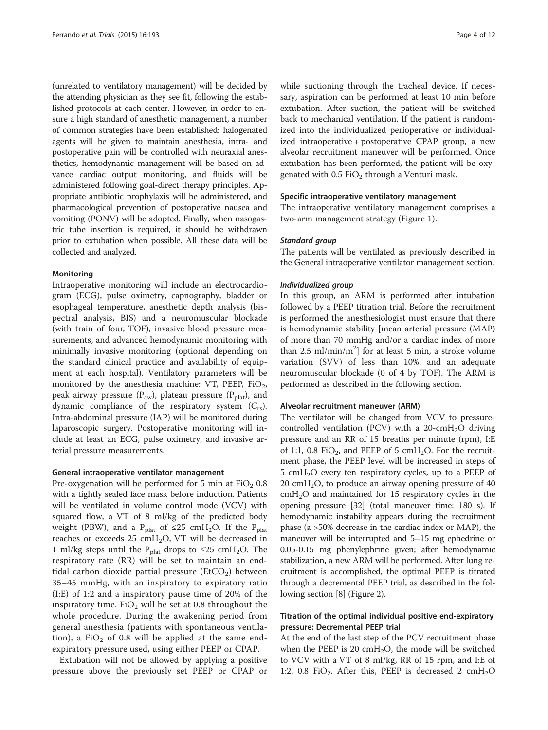(unrelated to ventilatory management) will be decided by the attending physician as they see fit, following the established protocols at each center. However, in order to ensure a high standard of anesthetic management, a number of common strategies have been established: halogenated agents will be given to maintain anesthesia, intra- and postoperative pain will be controlled with neuraxial anesthetics, hemodynamic management will be based on advance cardiac output monitoring, and fluids will be administered following goal-direct therapy principles. Appropriate antibiotic prophylaxis will be administered, and pharmacological prevention of postoperative nausea and vomiting (PONV) will be adopted. Finally, when nasogastric tube insertion is required, it should be withdrawn prior to extubation when possible. All these data will be collected and analyzed.

#### Monitoring

Intraoperative monitoring will include an electrocardiogram (ECG), pulse oximetry, capnography, bladder or esophageal temperature, anesthetic depth analysis (bispectral analysis, BIS) and a neuromuscular blockade (with train of four, TOF), invasive blood pressure measurements, and advanced hemodynamic monitoring with minimally invasive monitoring (optional depending on the standard clinical practice and availability of equipment at each hospital). Ventilatory parameters will be monitored by the anesthesia machine: VT, PEEP, $FiO_2$, peak airway pressure ($P_{aw}$), plateau pressure ($P_{plat}$), and dynamic compliance of the respiratory system ($C_{rs}$). Intra-abdominal pressure (IAP) will be monitored during laparoscopic surgery. Postoperative monitoring will include at least an ECG, pulse oximetry, and invasive arterial pressure measurements.

#### General intraoperative ventilator management

Pre-oxygenation will be performed for 5 min at $FiO_2$ 0.8 with a tightly sealed face mask before induction. Patients will be ventilated in volume control mode (VCV) with squared flow, a VT of 8 ml/kg of the predicted body weight (PBW), and a $P_{plat}$ of ≤25 $cmH_2O$. If the $P_{plat}$ reaches or exceeds 25 $cmH_2O$, VT will be decreased in 1 ml/kg steps until the $P_{plat}$ drops to ≤25 $cmH_2O$. The respiratory rate (RR) will be set to maintain an end-tidal carbon dioxide partial pressure ($EtCO_2$) between 35–45 mmHg, with an inspiratory to expiratory ratio (I:E) of 1:2 and a inspiratory pause time of 20% of the inspiratory time. $FiO_2$ will be set at 0.8 throughout the whole procedure. During the awakening period from general anesthesia (patients with spontaneous ventilation), a $FiO_2$ of 0.8 will be applied at the same end-expiratory pressure used, using either PEEP or CPAP.

Extubation will not be allowed by applying a positive pressure above the previously set PEEP or CPAP or while suctioning through the tracheal device. If necessary, aspiration can be performed at least 10 min before extubation. After suction, the patient will be switched back to mechanical ventilation. If the patient is randomized into the individualized perioperative or individualized intraoperative + postoperative CPAP group, a new alveolar recruitment maneuver will be performed. Once extubation has been performed, the patient will be oxygenated with 0.5 $FiO_2$ through a Venturi mask.

#### Specific intraoperative ventilatory management

The intraoperative ventilatory management comprises a two-arm management strategy (Figure 1).

##### *Standard group*

The patients will be ventilated as previously described in the General intraoperative ventilator management section.

##### *Individualized group*

In this group, an ARM is performed after intubation followed by a PEEP titration trial. Before the recruitment is performed the anesthesiologist must ensure that there is hemodynamic stability [mean arterial pressure (MAP) of more than 70 mmHg and/or a cardiac index of more than 2.5 ml/min/$m^2$] for at least 5 min, a stroke volume variation (SVV) of less than 10%, and an adequate neuromuscular blockade (0 of 4 by TOF). The ARM is performed as described in the following section.

#### Alveolar recruitment maneuver (ARM)

The ventilator will be changed from VCV to pressure-controlled ventilation (PCV) with a 20-$cmH_2O$ driving pressure and an RR of 15 breaths per minute (rpm), I:E of 1:1, 0.8 $FiO_2$, and PEEP of 5 $cmH_2O$. For the recruitment phase, the PEEP level will be increased in steps of 5 $cmH_2O$ every ten respiratory cycles, up to a PEEP of 20 $cmH_2O$, to produce an airway opening pressure of 40 $cmH_2O$ and maintained for 15 respiratory cycles in the opening pressure [32] (total maneuver time: 180 s). If hemodynamic instability appears during the recruitment phase (a >50% decrease in the cardiac index or MAP), the maneuver will be interrupted and 5–15 mg ephedrine or 0.05-0.15 mg phenylephrine given; after hemodynamic stabilization, a new ARM will be performed. After lung recruitment is accomplished, the optimal PEEP is titrated through a decremental PEEP trial, as described in the following section [8] (Figure 2).

### Titration of the optimal individual positive end-expiratory pressure: Decremental PEEP trial

At the end of the last step of the PCV recruitment phase when the PEEP is 20 $cmH_2O$, the mode will be switched to VCV with a VT of 8 ml/kg, RR of 15 rpm, and I:E of 1:2, 0.8 $FiO_2$. After this, PEEP is decreased 2 $cmH_2O$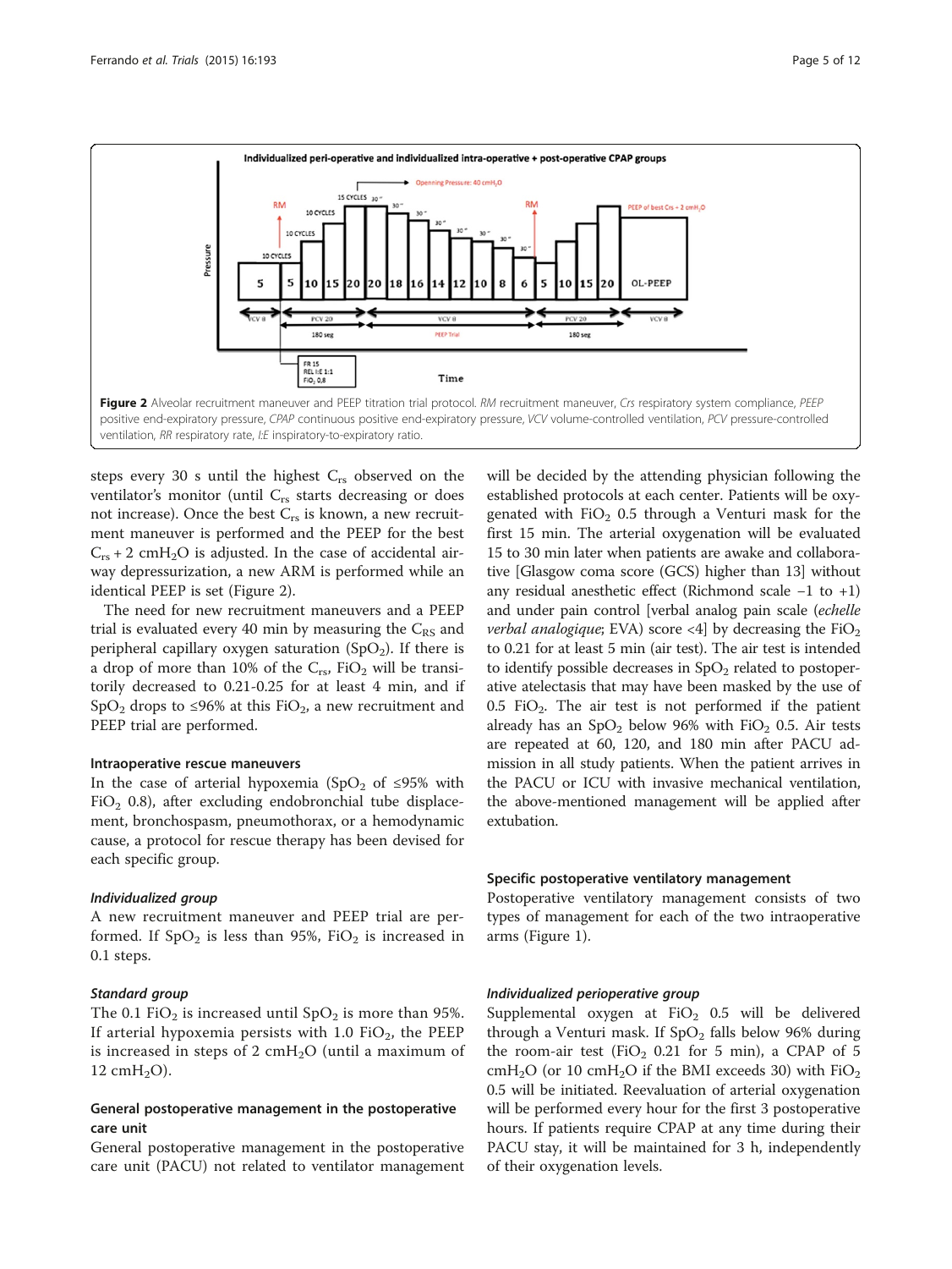Figure 2 Alveolar recruitment maneuver and PEEP titration trial protocol. RM recruitment maneuver, Crs respiratory system compliance, PEEP positive end-expiratory pressure, CPAP continuous positive end-expiratory pressure, VCV volume-controlled ventilation, PCV pressure-controlled ventilation, RR respiratory rate, I:E inspiratory-to-expiratory ratio.

steps every 30 s until the highest $C_{rs}$ observed on the ventilator's monitor (until $C_{rs}$ starts decreasing or does not increase). Once the best $C_{rs}$ is known, a new recruitment maneuver is performed and the PEEP for the best $C_{rs}$ + 2 $cmH_2O$ is adjusted. In the case of accidental airway depressurization, a new ARM is performed while an identical PEEP is set (Figure 2).

The need for new recruitment maneuvers and a PEEP trial is evaluated every 40 min by measuring the $C_{RS}$ and peripheral capillary oxygen saturation ($SpO_2$). If there is a drop of more than 10% of the $C_{rs}$, $FiO_2$ will be transitorily decreased to 0.21-0.25 for at least 4 min, and if $SpO_2$ drops to ≤96% at this $FiO_2$, a new recruitment and PEEP trial are performed.

#### Intraoperative rescue maneuvers

In the case of arterial hypoxemia ($SpO_2$ of ≤95% with $FiO_2$ 0.8), after excluding endobronchial tube displacement, bronchospasm, pneumothorax, or a hemodynamic cause, a protocol for rescue therapy has been devised for each specific group.

##### *Individualized group*

A new recruitment maneuver and PEEP trial are performed. If $SpO_2$ is less than 95%, $FiO_2$ is increased in 0.1 steps.

##### *Standard group*

The 0.1 $FiO_2$ is increased until $SpO_2$ is more than 95%. If arterial hypoxemia persists with 1.0 $FiO_2$, the PEEP is increased in steps of 2 $cmH_2O$ (until a maximum of 12 $cmH_2O$).

### General postoperative management in the postoperative care unit

General postoperative management in the postoperative care unit (PACU) not related to ventilator management will be decided by the attending physician following the established protocols at each center. Patients will be oxygenated with $FiO_2$ 0.5 through a Venturi mask for the first 15 min. The arterial oxygenation will be evaluated 15 to 30 min later when patients are awake and collaborative [Glasgow coma score (GCS) higher than 13] without any residual anesthetic effect (Richmond scale −1 to +1) and under pain control [verbal analog pain scale (*echelle verbal analogique*; EVA) score <4] by decreasing the $FiO_2$ to 0.21 for at least 5 min (air test). The air test is intended to identify possible decreases in $SpO_2$ related to postoperative atelectasis that may have been masked by the use of 0.5 $FiO_2$. The air test is not performed if the patient already has an $SpO_2$ below 96% with $FiO_2$ 0.5. Air tests are repeated at 60, 120, and 180 min after PACU admission in all study patients. When the patient arrives in the PACU or ICU with invasive mechanical ventilation, the above-mentioned management will be applied after extubation.

#### Specific postoperative ventilatory management

Postoperative ventilatory management consists of two types of management for each of the two intraoperative arms (Figure 1).

##### *Individualized perioperative group*

Supplemental oxygen at $FiO_2$ 0.5 will be delivered through a Venturi mask. If $SpO_2$ falls below 96% during the room-air test ($FiO_2$ 0.21 for 5 min), a CPAP of 5 $cmH_2O$ (or 10 $cmH_2O$ if the BMI exceeds 30) with $FiO_2$ 0.5 will be initiated. Reevaluation of arterial oxygenation will be performed every hour for the first 3 postoperative hours. If patients require CPAP at any time during their PACU stay, it will be maintained for 3 h, independently of their oxygenation levels.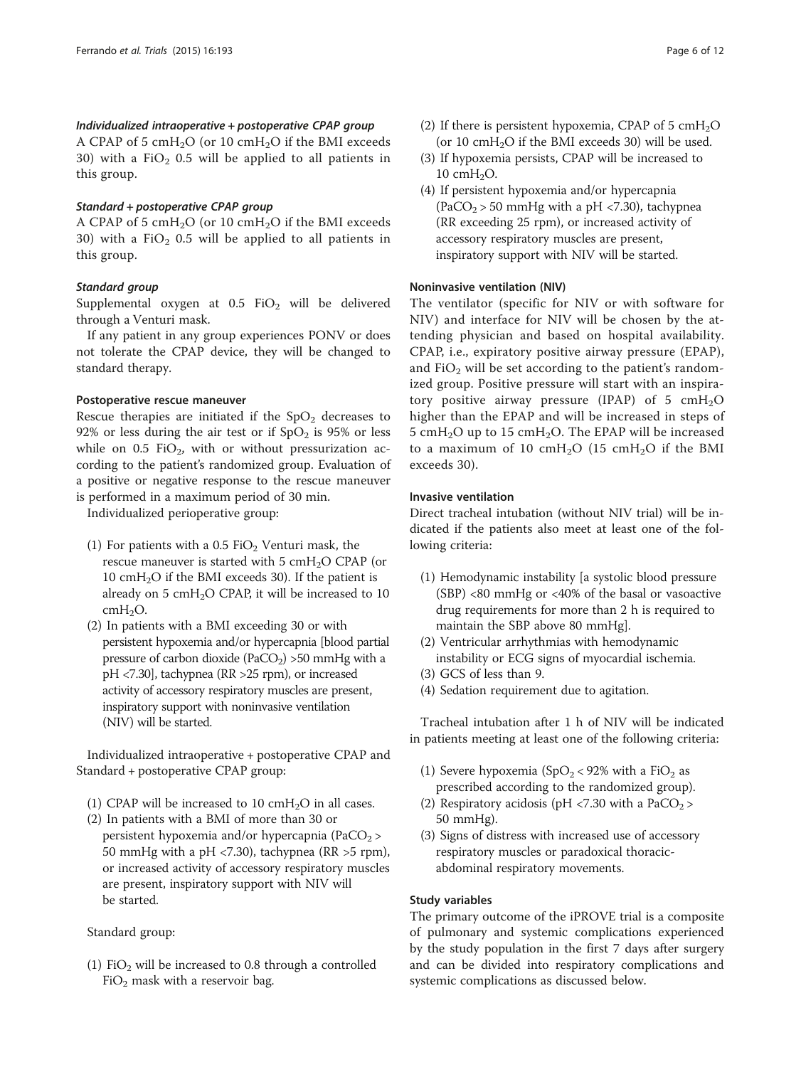#### *Individualized intraoperative + postoperative CPAP group*

A CPAP of 5 $cmH_2O$ (or 10 $cmH_2O$ if the BMI exceeds 30) with a $FiO_2$ 0.5 will be applied to all patients in this group.

#### *Standard + postoperative CPAP group*

A CPAP of 5 $cmH_2O$ (or 10 $cmH_2O$ if the BMI exceeds 30) with a $FiO_2$ 0.5 will be applied to all patients in this group.

#### *Standard group*

Supplemental oxygen at 0.5 $FiO_2$ will be delivered through a Venturi mask.

If any patient in any group experiences PONV or does not tolerate the CPAP device, they will be changed to standard therapy.

### Postoperative rescue maneuver

Rescue therapies are initiated if the $SpO_2$ decreases to 92% or less during the air test or if $SpO_2$ is 95% or less while on 0.5 $FiO_2$, with or without pressurization according to the patient's randomized group. Evaluation of a positive or negative response to the rescue maneuver is performed in a maximum period of 30 min.

Individualized perioperative group:

(1) For patients with a 0.5 $FiO_2$ Venturi mask, the rescue maneuver is started with 5 $cmH_2O$ CPAP (or 10 $cmH_2O$ if the BMI exceeds 30). If the patient is already on 5 $cmH_2O$ CPAP, it will be increased to 10 $cmH_2O$.

(2) In patients with a BMI exceeding 30 or with persistent hypoxemia and/or hypercapnia [blood partial pressure of carbon dioxide ($PaCO_2$) >50 mmHg with a pH <7.30], tachypnea (RR >25 rpm), or increased activity of accessory respiratory muscles are present, inspiratory support with noninvasive ventilation (NIV) will be started.

Individualized intraoperative + postoperative CPAP and Standard + postoperative CPAP group:

(1) CPAP will be increased to 10 $cmH_2O$ in all cases.

(2) In patients with a BMI of more than 30 or persistent hypoxemia and/or hypercapnia ($PaCO_2$ > 50 mmHg with a pH <7.30), tachypnea (RR >5 rpm), or increased activity of accessory respiratory muscles are present, inspiratory support with NIV will be started.

Standard group:

(1) $FiO_2$ will be increased to 0.8 through a controlled $FiO_2$ mask with a reservoir bag.

(2) If there is persistent hypoxemia, CPAP of 5 $cmH_2O$ (or 10 $cmH_2O$ if the BMI exceeds 30) will be used.

(3) If hypoxemia persists, CPAP will be increased to 10 $cmH_2O$.

(4) If persistent hypoxemia and/or hypercapnia ($PaCO_2$ > 50 mmHg with a pH <7.30), tachypnea (RR exceeding 25 rpm), or increased activity of accessory respiratory muscles are present, inspiratory support with NIV will be started.

### Noninvasive ventilation (NIV)

The ventilator (specific for NIV or with software for NIV) and interface for NIV will be chosen by the attending physician and based on hospital availability. CPAP, i.e., expiratory positive airway pressure (EPAP), and $FiO_2$ will be set according to the patient's randomized group. Positive pressure will start with an inspiratory positive airway pressure (IPAP) of 5 $cmH_2O$ higher than the EPAP and will be increased in steps of 5 $cmH_2O$ up to 15 $cmH_2O$. The EPAP will be increased to a maximum of 10 $cmH_2O$ (15 $cmH_2O$ if the BMI exceeds 30).

### Invasive ventilation

Direct tracheal intubation (without NIV trial) will be indicated if the patients also meet at least one of the following criteria:

(1) Hemodynamic instability [a systolic blood pressure (SBP) <80 mmHg or <40% of the basal or vasoactive drug requirements for more than 2 h is required to maintain the SBP above 80 mmHg].

(2) Ventricular arrhythmias with hemodynamic instability or ECG signs of myocardial ischemia.

(3) GCS of less than 9.

(4) Sedation requirement due to agitation.

Tracheal intubation after 1 h of NIV will be indicated in patients meeting at least one of the following criteria:

(1) Severe hypoxemia ($SpO_2$ < 92% with a $FiO_2$ as prescribed according to the randomized group).

(2) Respiratory acidosis (pH <7.30 with a $PaCO_2$ > 50 mmHg).

(3) Signs of distress with increased use of accessory respiratory muscles or paradoxical thoracic-abdominal respiratory movements.

### Study variables

The primary outcome of the iPROVE trial is a composite of pulmonary and systemic complications experienced by the study population in the first 7 days after surgery and can be divided into respiratory complications and systemic complications as discussed below.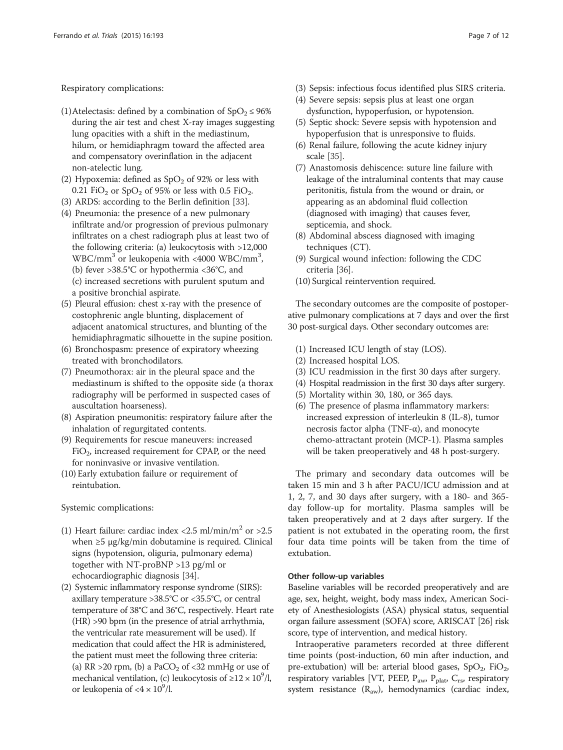Respiratory complications:

(1) Atelectasis: defined by a combination of $SpO_2 \leq 96\%$ during the air test and chest X-ray images suggesting lung opacities with a shift in the mediastinum, hilum, or hemidiaphragm toward the affected area and compensatory overinflation in the adjacent non-atelectic lung.
(2) Hypoxemia: defined as $SpO_2$ of 92% or less with 0.21 $FiO_2$ or $SpO_2$ of 95% or less with 0.5 $FiO_2$.
(3) ARDS: according to the Berlin definition [33].
(4) Pneumonia: the presence of a new pulmonary infiltrate and/or progression of previous pulmonary infiltrates on a chest radiograph plus at least two of the following criteria: (a) leukocytosis with >12,000 WBC/mm$^3$ or leukopenia with <4000 WBC/mm$^3$, (b) fever >38.5°C or hypothermia <36°C, and (c) increased secretions with purulent sputum and a positive bronchial aspirate.
(5) Pleural effusion: chest x-ray with the presence of costophrenic angle blunting, displacement of adjacent anatomical structures, and blunting of the hemidiaphragmatic silhouette in the supine position.
(6) Bronchospasm: presence of expiratory wheezing treated with bronchodilators.
(7) Pneumothorax: air in the pleural space and the mediastinum is shifted to the opposite side (a thorax radiography will be performed in suspected cases of auscultation hoarseness).
(8) Aspiration pneumonitis: respiratory failure after the inhalation of regurgitated contents.
(9) Requirements for rescue maneuvers: increased $FiO_2$, increased requirement for CPAP, or the need for noninvasive or invasive ventilation.
(10) Early extubation failure or requirement of reintubation.

Systemic complications:

(1) Heart failure: cardiac index <2.5 ml/min/m$^2$ or >2.5 when ≥5 μg/kg/min dobutamine is required. Clinical signs (hypotension, oliguria, pulmonary edema) together with NT-proBNP >13 pg/ml or echocardiographic diagnosis [34].
(2) Systemic inflammatory response syndrome (SIRS): axillary temperature >38.5°C or <35.5°C, or central temperature of 38°C and 36°C, respectively. Heart rate (HR) >90 bpm (in the presence of atrial arrhythmia, the ventricular rate measurement will be used). If medication that could affect the HR is administered, the patient must meet the following three criteria: (a) RR >20 rpm, (b) a $PaCO_2$ of <32 mmHg or use of mechanical ventilation, (c) leukocytosis of $\geq 12 \times 10^9$/l, or leukopenia of $<4 \times 10^9$/l.
(3) Sepsis: infectious focus identified plus SIRS criteria.
(4) Severe sepsis: sepsis plus at least one organ dysfunction, hypoperfusion, or hypotension.
(5) Septic shock: Severe sepsis with hypotension and hypoperfusion that is unresponsive to fluids.
(6) Renal failure, following the acute kidney injury scale [35].
(7) Anastomosis dehiscence: suture line failure with leakage of the intraluminal contents that may cause peritonitis, fistula from the wound or drain, or appearing as an abdominal fluid collection (diagnosed with imaging) that causes fever, septicemia, and shock.
(8) Abdominal abscess diagnosed with imaging techniques (CT).
(9) Surgical wound infection: following the CDC criteria [36].
(10) Surgical reintervention required.

The secondary outcomes are the composite of postoperative pulmonary complications at 7 days and over the first 30 post-surgical days. Other secondary outcomes are:

(1) Increased ICU length of stay (LOS).
(2) Increased hospital LOS.
(3) ICU readmission in the first 30 days after surgery.
(4) Hospital readmission in the first 30 days after surgery.
(5) Mortality within 30, 180, or 365 days.
(6) The presence of plasma inflammatory markers: increased expression of interleukin 8 (IL-8), tumor necrosis factor alpha (TNF-α), and monocyte chemo-attractant protein (MCP-1). Plasma samples will be taken preoperatively and 48 h post-surgery.

The primary and secondary data outcomes will be taken 15 min and 3 h after PACU/ICU admission and at 1, 2, 7, and 30 days after surgery, with a 180- and 365-day follow-up for mortality. Plasma samples will be taken preoperatively and at 2 days after surgery. If the patient is not extubated in the operating room, the first four data time points will be taken from the time of extubation.

#### Other follow-up variables

Baseline variables will be recorded preoperatively and are age, sex, height, weight, body mass index, American Society of Anesthesiologists (ASA) physical status, sequential organ failure assessment (SOFA) score, ARISCAT [26] risk score, type of intervention, and medical history.

Intraoperative parameters recorded at three different time points (post-induction, 60 min after induction, and pre-extubation) will be: arterial blood gases, $SpO_2$, $FiO_2$, respiratory variables [VT, PEEP, $P_{aw}$, $P_{plat}$, $C_{rs}$, respiratory system resistance ($R_{aw}$), hemodynamics (cardiac index,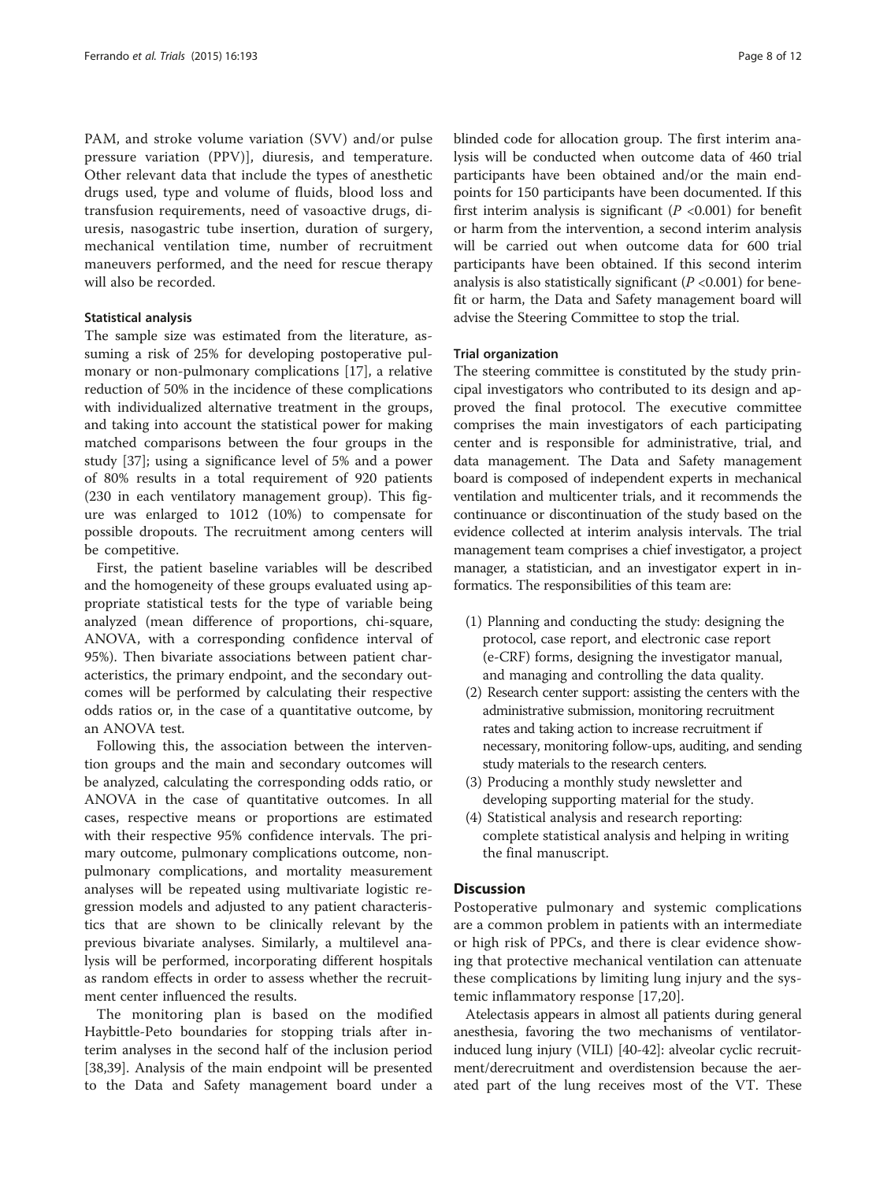PAM, and stroke volume variation (SVV) and/or pulse pressure variation (PPV)], diuresis, and temperature. Other relevant data that include the types of anesthetic drugs used, type and volume of fluids, blood loss and transfusion requirements, need of vasoactive drugs, diuresis, nasogastric tube insertion, duration of surgery, mechanical ventilation time, number of recruitment maneuvers performed, and the need for rescue therapy will also be recorded.

#### Statistical analysis

The sample size was estimated from the literature, assuming a risk of 25% for developing postoperative pulmonary or non-pulmonary complications [17], a relative reduction of 50% in the incidence of these complications with individualized alternative treatment in the groups, and taking into account the statistical power for making matched comparisons between the four groups in the study [37]; using a significance level of 5% and a power of 80% results in a total requirement of 920 patients (230 in each ventilatory management group). This figure was enlarged to 1012 (10%) to compensate for possible dropouts. The recruitment among centers will be competitive.

First, the patient baseline variables will be described and the homogeneity of these groups evaluated using appropriate statistical tests for the type of variable being analyzed (mean difference of proportions, chi-square, ANOVA, with a corresponding confidence interval of 95%). Then bivariate associations between patient characteristics, the primary endpoint, and the secondary outcomes will be performed by calculating their respective odds ratios or, in the case of a quantitative outcome, by an ANOVA test.

Following this, the association between the intervention groups and the main and secondary outcomes will be analyzed, calculating the corresponding odds ratio, or ANOVA in the case of quantitative outcomes. In all cases, respective means or proportions are estimated with their respective 95% confidence intervals. The primary outcome, pulmonary complications outcome, non-pulmonary complications, and mortality measurement analyses will be repeated using multivariate logistic regression models and adjusted to any patient characteristics that are shown to be clinically relevant by the previous bivariate analyses. Similarly, a multilevel analysis will be performed, incorporating different hospitals as random effects in order to assess whether the recruitment center influenced the results.

The monitoring plan is based on the modified Haybittle-Peto boundaries for stopping trials after interim analyses in the second half of the inclusion period [38,39]. Analysis of the main endpoint will be presented to the Data and Safety management board under a blinded code for allocation group. The first interim analysis will be conducted when outcome data of 460 trial participants have been obtained and/or the main endpoints for 150 participants have been documented. If this first interim analysis is significant ($P < 0.001$) for benefit or harm from the intervention, a second interim analysis will be carried out when outcome data for 600 trial participants have been obtained. If this second interim analysis is also statistically significant ($P < 0.001$) for benefit or harm, the Data and Safety management board will advise the Steering Committee to stop the trial.

#### Trial organization

The steering committee is constituted by the study principal investigators who contributed to its design and approved the final protocol. The executive committee comprises the main investigators of each participating center and is responsible for administrative, trial, and data management. The Data and Safety management board is composed of independent experts in mechanical ventilation and multicenter trials, and it recommends the continuance or discontinuation of the study based on the evidence collected at interim analysis intervals. The trial management team comprises a chief investigator, a project manager, a statistician, and an investigator expert in informatics. The responsibilities of this team are:

(1) Planning and conducting the study: designing the protocol, case report, and electronic case report (e-CRF) forms, designing the investigator manual, and managing and controlling the data quality.
(2) Research center support: assisting the centers with the administrative submission, monitoring recruitment rates and taking action to increase recruitment if necessary, monitoring follow-ups, auditing, and sending study materials to the research centers.
(3) Producing a monthly study newsletter and developing supporting material for the study.
(4) Statistical analysis and research reporting: complete statistical analysis and helping in writing the final manuscript.

## Discussion

Postoperative pulmonary and systemic complications are a common problem in patients with an intermediate or high risk of PPCs, and there is clear evidence showing that protective mechanical ventilation can attenuate these complications by limiting lung injury and the systemic inflammatory response [17,20].

Atelectasis appears in almost all patients during general anesthesia, favoring the two mechanisms of ventilator-induced lung injury (VILI) [40-42]: alveolar cyclic recruitment/derecruitment and overdistension because the aerated part of the lung receives most of the VT. These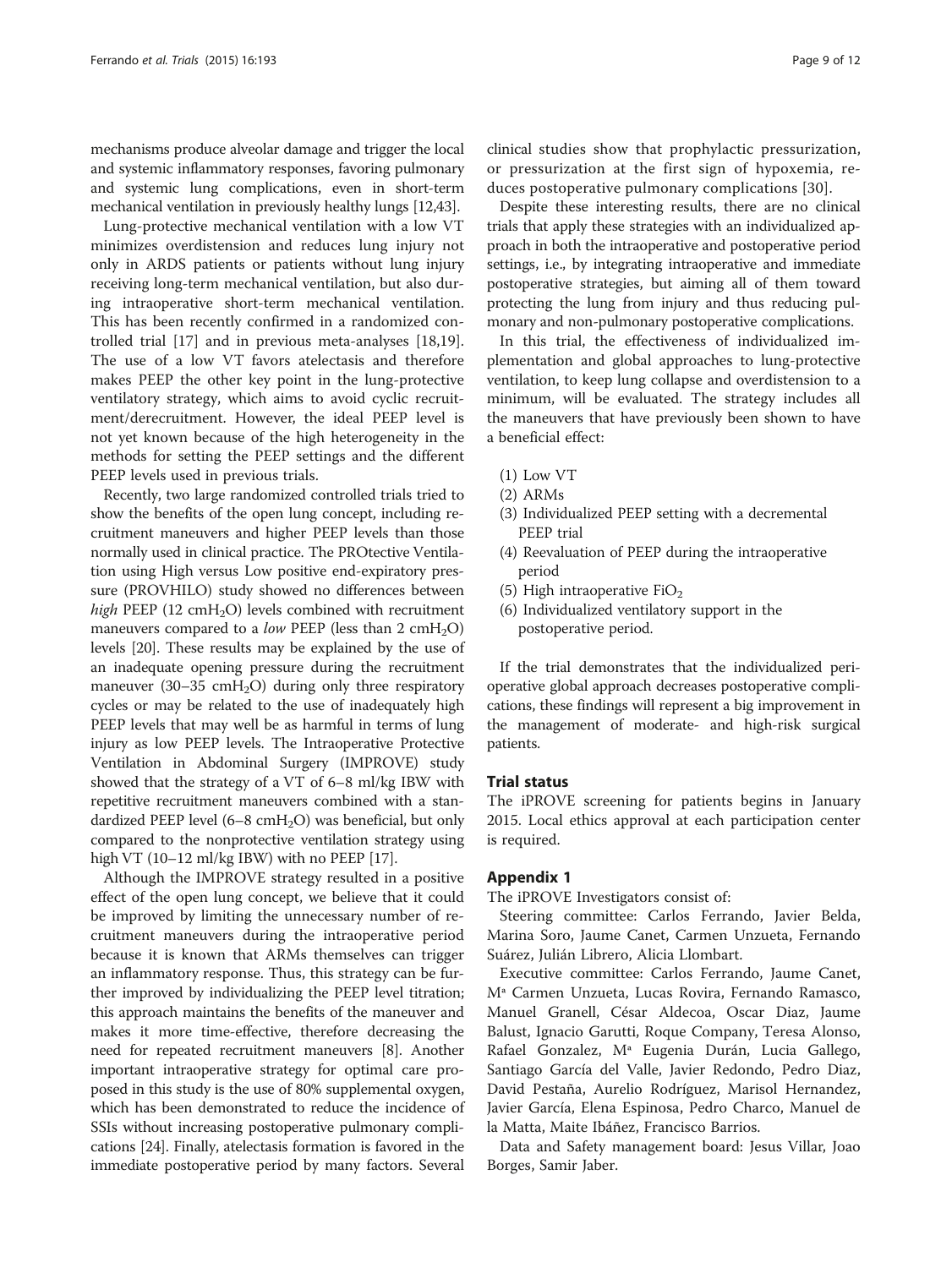mechanisms produce alveolar damage and trigger the local and systemic inflammatory responses, favoring pulmonary and systemic lung complications, even in short-term mechanical ventilation in previously healthy lungs [12,43].

Lung-protective mechanical ventilation with a low VT minimizes overdistension and reduces lung injury not only in ARDS patients or patients without lung injury receiving long-term mechanical ventilation, but also during intraoperative short-term mechanical ventilation. This has been recently confirmed in a randomized controlled trial [17] and in previous meta-analyses [18,19]. The use of a low VT favors atelectasis and therefore makes PEEP the other key point in the lung-protective ventilatory strategy, which aims to avoid cyclic recruitment/derecruitment. However, the ideal PEEP level is not yet known because of the high heterogeneity in the methods for setting the PEEP settings and the different PEEP levels used in previous trials.

Recently, two large randomized controlled trials tried to show the benefits of the open lung concept, including recruitment maneuvers and higher PEEP levels than those normally used in clinical practice. The PROtective Ventilation using High versus Low positive end-expiratory pressure (PROVHILO) study showed no differences between *high* PEEP (12 $cmH_2O$) levels combined with recruitment maneuvers compared to a *low* PEEP (less than 2 $cmH_2O$) levels [20]. These results may be explained by the use of an inadequate opening pressure during the recruitment maneuver (30–35 $cmH_2O$) during only three respiratory cycles or may be related to the use of inadequately high PEEP levels that may well be as harmful in terms of lung injury as low PEEP levels. The Intraoperative Protective Ventilation in Abdominal Surgery (IMPROVE) study showed that the strategy of a VT of 6–8 ml/kg IBW with repetitive recruitment maneuvers combined with a standardized PEEP level (6–8 $cmH_2O$) was beneficial, but only compared to the nonprotective ventilation strategy using high VT (10–12 ml/kg IBW) with no PEEP [17].

Although the IMPROVE strategy resulted in a positive effect of the open lung concept, we believe that it could be improved by limiting the unnecessary number of recruitment maneuvers during the intraoperative period because it is known that ARMs themselves can trigger an inflammatory response. Thus, this strategy can be further improved by individualizing the PEEP level titration; this approach maintains the benefits of the maneuver and makes it more time-effective, therefore decreasing the need for repeated recruitment maneuvers [8]. Another important intraoperative strategy for optimal care proposed in this study is the use of 80% supplemental oxygen, which has been demonstrated to reduce the incidence of SSIs without increasing postoperative pulmonary complications [24]. Finally, atelectasis formation is favored in the immediate postoperative period by many factors. Several clinical studies show that prophylactic pressurization, or pressurization at the first sign of hypoxemia, reduces postoperative pulmonary complications [30].

Despite these interesting results, there are no clinical trials that apply these strategies with an individualized approach in both the intraoperative and postoperative period settings, i.e., by integrating intraoperative and immediate postoperative strategies, but aiming all of them toward protecting the lung from injury and thus reducing pulmonary and non-pulmonary postoperative complications.

In this trial, the effectiveness of individualized implementation and global approaches to lung-protective ventilation, to keep lung collapse and overdistension to a minimum, will be evaluated. The strategy includes all the maneuvers that have previously been shown to have a beneficial effect:

(1) Low VT
(2) ARMs
(3) Individualized PEEP setting with a decremental PEEP trial
(4) Reevaluation of PEEP during the intraoperative period
(5) High intraoperative $FiO_2$
(6) Individualized ventilatory support in the postoperative period.

If the trial demonstrates that the individualized perioperative global approach decreases postoperative complications, these findings will represent a big improvement in the management of moderate- and high-risk surgical patients.

## Trial status

The iPROVE screening for patients begins in January 2015. Local ethics approval at each participation center is required.

## Appendix 1

The iPROVE Investigators consist of:

Steering committee: Carlos Ferrando, Javier Belda, Marina Soro, Jaume Canet, Carmen Unzueta, Fernando Suárez, Julián Librero, Alicia Llombart.

Executive committee: Carlos Ferrando, Jaume Canet, Mª Carmen Unzueta, Lucas Rovira, Fernando Ramasco, Manuel Granell, César Aldecoa, Oscar Diaz, Jaume Balust, Ignacio Garutti, Roque Company, Teresa Alonso, Rafael Gonzalez, Mª Eugenia Durán, Lucia Gallego, Santiago García del Valle, Javier Redondo, Pedro Diaz, David Pestaña, Aurelio Rodríguez, Marisol Hernandez, Javier García, Elena Espinosa, Pedro Charco, Manuel de la Matta, Maite Ibáñez, Francisco Barrios.

Data and Safety management board: Jesus Villar, Joao Borges, Samir Jaber.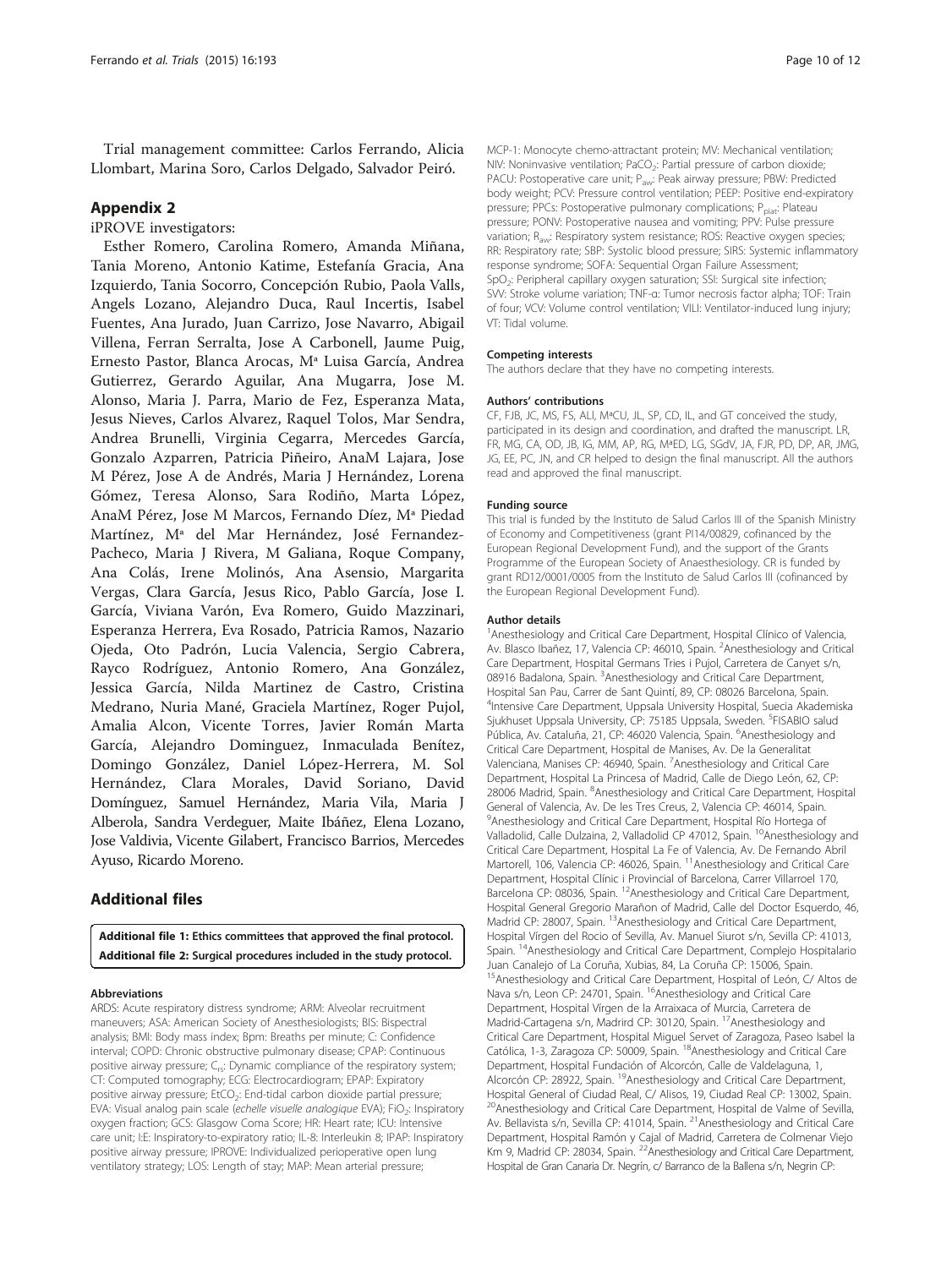Trial management committee: Carlos Ferrando, Alicia Llombart, Marina Soro, Carlos Delgado, Salvador Peiró.

## Appendix 2

iPROVE investigators:

Esther Romero, Carolina Romero, Amanda Miñana, Tania Moreno, Antonio Katime, Estefanía Gracia, Ana Izquierdo, Tania Socorro, Concepción Rubio, Paola Valls, Angels Lozano, Alejandro Duca, Raul Incertis, Isabel Fuentes, Ana Jurado, Juan Carrizo, Jose Navarro, Abigail Villena, Ferran Serralta, Jose A Carbonell, Jaume Puig, Ernesto Pastor, Blanca Arocas, Mª Luisa García, Andrea Gutierrez, Gerardo Aguilar, Ana Mugarra, Jose M. Alonso, Maria J. Parra, Mario de Fez, Esperanza Mata, Jesus Nieves, Carlos Alvarez, Raquel Tolos, Mar Sendra, Andrea Brunelli, Virginia Cegarra, Mercedes García, Gonzalo Azparren, Patricia Piñeiro, AnaM Lajara, Jose M Pérez, Jose A de Andrés, Maria J Hernández, Lorena Gómez, Teresa Alonso, Sara Rodiño, Marta López, AnaM Pérez, Jose M Marcos, Fernando Díez, Mª Piedad Martínez, Mª del Mar Hernández, José Fernandez-Pacheco, Maria J Rivera, M Galiana, Roque Company, Ana Colás, Irene Molinós, Ana Asensio, Margarita Vergas, Clara García, Jesus Rico, Pablo García, Jose I. García, Viviana Varón, Eva Romero, Guido Mazzinari, Esperanza Herrera, Eva Rosado, Patricia Ramos, Nazario Ojeda, Oto Padrón, Lucia Valencia, Sergio Cabrera, Rayco Rodríguez, Antonio Romero, Ana González, Jessica García, Nilda Martinez de Castro, Cristina Medrano, Nuria Mané, Graciela Martínez, Roger Pujol, Amalia Alcon, Vicente Torres, Javier Román Marta García, Alejandro Dominguez, Inmaculada Benítez, Domingo González, Daniel López-Herrera, M. Sol Hernández, Clara Morales, David Soriano, David Domínguez, Samuel Hernández, Maria Vila, Maria J Alberola, Sandra Verdeguer, Maite Ibáñez, Elena Lozano, Jose Valdivia, Vicente Gilabert, Francisco Barrios, Mercedes Ayuso, Ricardo Moreno.

## Additional files

**Additional file 1: Ethics committees that approved the final protocol.**
**Additional file 2: Surgical procedures included in the study protocol.**

#### Abbreviations

ARDS: Acute respiratory distress syndrome; ARM: Alveolar recruitment maneuvers; ASA: American Society of Anesthesiologists; BIS: Bispectral analysis; BMI: Body mass index; Bpm: Breaths per minute; C: Confidence interval; COPD: Chronic obstructive pulmonary disease; CPAP: Continuous positive airway pressure; $C_{rs}$: Dynamic compliance of the respiratory system; CT: Computed tomography; ECG: Electrocardiogram; EPAP: Expiratory positive airway pressure; $EtCO_2$: End-tidal carbon dioxide partial pressure; EVA: Visual analog pain scale (*echelle visuelle analogique* EVA); $FiO_2$: Inspiratory oxygen fraction; GCS: Glasgow Coma Score; HR: Heart rate; ICU: Intensive care unit; I:E: Inspiratory-to-expiratory ratio; IL-8: Interleukin 8; IPAP: Inspiratory positive airway pressure; IPROVE: Individualized perioperative open lung ventilatory strategy; LOS: Length of stay; MAP: Mean arterial pressure; MCP-1: Monocyte chemo-attractant protein; MV: Mechanical ventilation; NIV: Noninvasive ventilation; $PaCO_2$: Partial pressure of carbon dioxide; PACU: Postoperative care unit; $P_{aw}$: Peak airway pressure; PBW: Predicted body weight; PCV: Pressure control ventilation; PEEP: Positive end-expiratory pressure; PPCs: Postoperative pulmonary complications; $P_{plat}$: Plateau pressure; PONV: Postoperative nausea and vomiting; PPV: Pulse pressure variation; $R_{aw}$: Respiratory system resistance; ROS: Reactive oxygen species; RR: Respiratory rate; SBP: Systolic blood pressure; SIRS: Systemic inflammatory response syndrome; SOFA: Sequential Organ Failure Assessment; $SpO_2$: Peripheral capillary oxygen saturation; SSI: Surgical site infection; SVV: Stroke volume variation; TNF-α: Tumor necrosis factor alpha; TOF: Train of four; VCV: Volume control ventilation; VILI: Ventilator-induced lung injury; VT: Tidal volume.

#### Competing interests

The authors declare that they have no competing interests.

#### Authors' contributions

CF, FJB, JC, MS, FS, ALl, MªCU, JL, SP, CD, IL, and GT conceived the study, participated in its design and coordination, and drafted the manuscript. LR, FR, MG, CA, OD, JB, IG, MM, AP, RG, MªED, LG, SGdV, JA, FJR, PD, DP, AR, JMG, JG, EE, PC, JN, and CR helped to design the final manuscript. All the authors read and approved the final manuscript.

#### Funding source

This trial is funded by the Instituto de Salud Carlos III of the Spanish Ministry of Economy and Competitiveness (grant PI14/00829, cofinanced by the European Regional Development Fund), and the support of the Grants Programme of the European Society of Anaesthesiology. CR is funded by grant RD12/0001/0005 from the Instituto de Salud Carlos III (cofinanced by the European Regional Development Fund).

#### Author details

[1]Anesthesiology and Critical Care Department, Hospital Clínico of Valencia, Av. Blasco Ibañez, 17, Valencia CP: 46010, Spain. [2]Anesthesiology and Critical Care Department, Hospital Germans Tries i Pujol, Carretera de Canyet s/n, 08916 Badalona, Spain. [3]Anesthesiology and Critical Care Department, Hospital San Pau, Carrer de Sant Quintí, 89, CP: 08026 Barcelona, Spain. [4]Intensive Care Department, Uppsala University Hospital, Suecia Akademiska Sjukhuset Uppsala University, CP: 75185 Uppsala, Sweden. [5]FISABIO salud Pública, Av. Cataluña, 21, CP: 46020 Valencia, Spain. [6]Anesthesiology and Critical Care Department, Hospital de Manises, Av. De la Generalitat Valenciana, Manises CP: 46940, Spain. [7]Anesthesiology and Critical Care Department, Hospital La Princesa of Madrid, Calle de Diego León, 62, CP: 28006 Madrid, Spain. [8]Anesthesiology and Critical Care Department, Hospital General of Valencia, Av. De les Tres Creus, 2, Valencia CP: 46014, Spain. [9]Anesthesiology and Critical Care Department, Hospital Río Hortega of Valladolid, Calle Dulzaina, 2, Valladolid CP 47012, Spain. [10]Anesthesiology and Critical Care Department, Hospital La Fe of Valencia, Av. De Fernando Abril Martorell, 106, Valencia CP: 46026, Spain. [11]Anesthesiology and Critical Care Department, Hospital Clínic i Provincial of Barcelona, Carrer Villarroel 170, Barcelona CP: 08036, Spain. [12]Anesthesiology and Critical Care Department, Hospital General Gregorio Marañon of Madrid, Calle del Doctor Esquerdo, 46, Madrid CP: 28007, Spain. [13]Anesthesiology and Critical Care Department, Hospital Vírgen del Rocio of Sevilla, Av. Manuel Siurot s/n, Sevilla CP: 41013, Spain. [14]Anesthesiology and Critical Care Department, Complejo Hospitalario Juan Canalejo of La Coruña, Xubias, 84, La Coruña CP: 15006, Spain. [15]Anesthesiology and Critical Care Department, Hospital of León, C/ Altos de Nava s/n, Leon CP: 24701, Spain. [16]Anesthesiology and Critical Care Department, Hospital Vírgen de la Arraixaca of Murcia, Carretera de Madrid-Cartagena s/n, Madrird CP: 30120, Spain. [17]Anesthesiology and Critical Care Department, Hospital Miguel Servet of Zaragoza, Paseo Isabel la Católica, 1-3, Zaragoza CP: 50009, Spain. [18]Anesthesiology and Critical Care Department, Hospital Fundación of Alcorcón, Calle de Valdelaguna, 1, Alcorcón CP: 28922, Spain. [19]Anesthesiology and Critical Care Department, Hospital General of Ciudad Real, C/ Alisos, 19, Ciudad Real CP: 13002, Spain. [20]Anesthesiology and Critical Care Department, Hospital de Valme of Sevilla, Av. Bellavista s/n, Sevilla CP: 41014, Spain. [21]Anesthesiology and Critical Care Department, Hospital Ramón y Cajal of Madrid, Carretera de Colmenar Viejo Km 9, Madrid CP: 28034, Spain. [22]Anesthesiology and Critical Care Department, Hospital de Gran Canaria Dr. Negrín, c/ Barranco de la Ballena s/n, Negrin CP: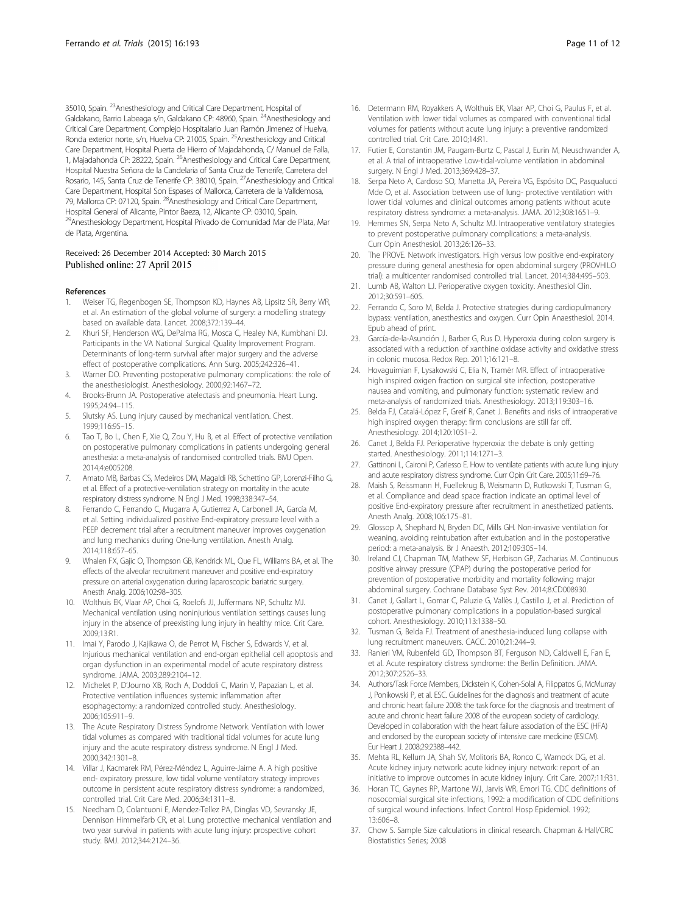35010, Spain. [23]Anesthesiology and Critical Care Department, Hospital of Galdakano, Barrio Labeaga s/n, Galdakano CP: 48960, Spain. [24]Anesthesiology and Critical Care Department, Complejo Hospitalario Juan Ramón Jimenez of Huelva, Ronda exterior norte, s/n, Huelva CP: 21005, Spain. [25]Anesthesiology and Critical Care Department, Hospital Puerta de Hierro of Majadahonda, C/ Manuel de Falla, 1, Majadahonda CP: 28222, Spain. [26]Anesthesiology and Critical Care Department, Hospital Nuestra Señora de la Candelaria of Santa Cruz de Tenerife, Carretera del Rosario, 145, Santa Cruz de Tenerife CP: 38010, Spain. [27]Anesthesiology and Critical Care Department, Hospital Son Espases of Mallorca, Carretera de la Valldemosa, 79, Mallorca CP: 07120, Spain. [28]Anesthesiology and Critical Care Department, Hospital General of Alicante, Pintor Baeza, 12, Alicante CP: 03010, Spain. [29]Anesthesiology Department, Hospital Privado de Comunidad Mar de Plata, Mar de Plata, Argentina.

Received: 26 December 2014 Accepted: 30 March 2015
Published online: 27 April 2015

## References

1. Weiser TG, Regenbogen SE, Thompson KD, Haynes AB, Lipsitz SR, Berry WR, et al. An estimation of the global volume of surgery: a modelling strategy based on available data. Lancet. 2008;372:139–44.
2. Khuri SF, Henderson WG, DePalma RG, Mosca C, Healey NA, Kumbhani DJ. Participants in the VA National Surgical Quality Improvement Program. Determinants of long-term survival after major surgery and the adverse effect of postoperative complications. Ann Surg. 2005;242:326–41.
3. Warner DO. Preventing postoperative pulmonary complications: the role of the anesthesiologist. Anesthesiology. 2000;92:1467–72.
4. Brooks-Brunn JA. Postoperative atelectasis and pneumonia. Heart Lung. 1995;24:94–115.
5. Slutsky AS. Lung injury caused by mechanical ventilation. Chest. 1999;116:9S–15.
6. Tao T, Bo L, Chen F, Xie Q, Zou Y, Hu B, et al. Effect of protective ventilation on postoperative pulmonary complications in patients undergoing general anesthesia: a meta-analysis of randomised controlled trials. BMJ Open. 2014;4:e005208.
7. Amato MB, Barbas CS, Medeiros DM, Magaldi RB, Schettino GP, Lorenzi-Filho G, et al. Effect of a protective-ventilation strategy on mortality in the acute respiratory distress syndrome. N Engl J Med. 1998;338:347–54.
8. Ferrando C, Ferrando C, Mugarra A, Gutierrez A, Carbonell JA, García M, et al. Setting individualized positive End-expiratory pressure level with a PEEP decrement trial after a recruitment maneuver improves oxygenation and lung mechanics during One-lung ventilation. Anesth Analg. 2014;118:657–65.
9. Whalen FX, Gajic O, Thompson GB, Kendrick ML, Que FL, Williams BA, et al. The effects of the alveolar recruitment maneuver and positive end-expiratory pressure on arterial oxygenation during laparoscopic bariatric surgery. Anesth Analg. 2006;102:98–305.
10. Wolthuis EK, Vlaar AP, Choi G, Roelofs JJ, Juffermans NP, Schultz MJ. Mechanical ventilation using noninjurious ventilation settings causes lung injury in the absence of preexisting lung injury in healthy mice. Crit Care. 2009;13:R1.
11. Imai Y, Parodo J, Kajikawa O, de Perrot M, Fischer S, Edwards V, et al. Injurious mechanical ventilation and end-organ epithelial cell apoptosis and organ dysfunction in an experimental model of acute respiratory distress syndrome. JAMA. 2003;289:2104–12.
12. Michelet P, D'Journo XB, Roch A, Doddoli C, Marin V, Papazian L, et al. Protective ventilation influences systemic inflammation after esophagectomy: a randomized controlled study. Anesthesiology. 2006;105:911–9.
13. The Acute Respiratory Distress Syndrome Network. Ventilation with lower tidal volumes as compared with traditional tidal volumes for acute lung injury and the acute respiratory distress syndrome. N Engl J Med. 2000;342:1301–8.
14. Villar J, Kacmarek RM, Pérez-Méndez L, Aguirre-Jaime A. A high positive end- expiratory pressure, low tidal volume ventilatory strategy improves outcome in persistent acute respiratory distress syndrome: a randomized, controlled trial. Crit Care Med. 2006;34:1311–8.
15. Needham D, Colantuoni E, Mendez-Tellez PA, Dinglas VD, Sevransky JE, Dennison Himmelfarb CR, et al. Lung protective mechanical ventilation and two year survival in patients with acute lung injury: prospective cohort study. BMJ. 2012;344:2124–36.
16. Determann RM, Royakkers A, Wolthuis EK, Vlaar AP, Choi G, Paulus F, et al. Ventilation with lower tidal volumes as compared with conventional tidal volumes for patients without acute lung injury: a preventive randomized controlled trial. Crit Care. 2010;14:R1.
17. Futier E, Constantin JM, Paugam-Burtz C, Pascal J, Eurin M, Neuschwander A, et al. A trial of intraoperative Low-tidal-volume ventilation in abdominal surgery. N Engl J Med. 2013;369:428–37.
18. Serpa Neto A, Cardoso SO, Manetta JA, Pereira VG, Espósito DC, Pasqualucci Mde O, et al. Association between use of lung- protective ventilation with lower tidal volumes and clinical outcomes among patients without acute respiratory distress syndrome: a meta-analysis. JAMA. 2012;308:1651–9.
19. Hemmes SN, Serpa Neto A, Schultz MJ. Intraoperative ventilatory strategies to prevent postoperative pulmonary complications: a meta-analysis. Curr Opin Anesthesiol. 2013;26:126–33.
20. The PROVE. Network investigators. High versus low positive end-expiratory pressure during general anesthesia for open abdominal surgery (PROVHILO trial): a multicenter randomised controlled trial. Lancet. 2014;384:495–503.
21. Lumb AB, Walton LJ. Perioperative oxygen toxicity. Anesthesiol Clin. 2012;30:591–605.
22. Ferrando C, Soro M, Belda J. Protective strategies during cardiopulmanory bypass: ventilation, anesthetics and oxygen. Curr Opin Anaesthesiol. 2014. Epub ahead of print.
23. García-de-la-Asunción J, Barber G, Rus D. Hyperoxia during colon surgery is associated with a reduction of xanthine oxidase activity and oxidative stress in colonic mucosa. Redox Rep. 2011;16:121–8.
24. Hovaguimian F, Lysakowski C, Elia N, Tramèr MR. Effect of intraoperative high inspired oxigen fraction on surgical site infection, postoperative nausea and vomiting, and pulmonary function: systematic review and meta-analysis of randomized trials. Anesthesiology. 2013;119:303–16.
25. Belda FJ, Catalá-López F, Greif R, Canet J. Benefits and risks of intraoperative high inspired oxygen therapy: firm conclusions are still far off. Anesthesiology. 2014;120:1051–2.
26. Canet J, Belda FJ. Perioperative hyperoxia: the debate is only getting started. Anesthesiology. 2011;114:1271–3.
27. Gattinoni L, Caironi P, Carlesso E. How to ventilate patients with acute lung injury and acute respiratory distress syndrome. Curr Opin Crit Care. 2005;11:69–76.
28. Maish S, Reissmann H, Fuellekrug B, Weismann D, Rutkowski T, Tusman G, et al. Compliance and dead space fraction indicate an optimal level of positive End-expiratory pressure after recruitment in anesthetized patients. Anesth Analg. 2008;106:175–81.
29. Glossop A, Shephard N, Bryden DC, Mills GH. Non-invasive ventilation for weaning, avoiding reintubation after extubation and in the postoperative period: a meta-analysis. Br J Anaesth. 2012;109:305–14.
30. Ireland CJ, Chapman TM, Mathew SF, Herbison GP, Zacharias M. Continuous positive airway pressure (CPAP) during the postoperative period for prevention of postoperative morbidity and mortality following major abdominal surgery. Cochrane Database Syst Rev. 2014;8:CD008930.
31. Canet J, Gallart L, Gomar C, Paluzie G, Vallès J, Castillo J, et al. Prediction of postoperative pulmonary complications in a population-based surgical cohort. Anesthesiology. 2010;113:1338–50.
32. Tusman G, Belda FJ. Treatment of anesthesia-induced lung collapse with lung recruitment maneuvers. CACC. 2010;21:244–9.
33. Ranieri VM, Rubenfeld GD, Thompson BT, Ferguson ND, Caldwell E, Fan E, et al. Acute respiratory distress syndrome: the Berlin Definition. JAMA. 2012;307:2526–33.
34. Authors/Task Force Members, Dickstein K, Cohen-Solal A, Filippatos G, McMurray J, Ponikowski P, et al. ESC. Guidelines for the diagnosis and treatment of acute and chronic heart failure 2008: the task force for the diagnosis and treatment of acute and chronic heart failure 2008 of the european society of cardiology. Developed in collaboration with the heart failure association of the ESC (HFA) and endorsed by the european society of intensive care medicine (ESICM). Eur Heart J. 2008;29:2388–442.
35. Mehta RL, Kellum JA, Shah SV, Molitoris BA, Ronco C, Warnock DG, et al. Acute kidney injury network: acute kidney injury network: report of an initiative to improve outcomes in acute kidney injury. Crit Care. 2007;11:R31.
36. Horan TC, Gaynes RP, Martone WJ, Jarvis WR, Emori TG. CDC definitions of nosocomial surgical site infections, 1992: a modification of CDC definitions of surgical wound infections. Infect Control Hosp Epidemiol. 1992; 13:606–8.
37. Chow S. Sample Size calculations in clinical research. Chapman & Hall/CRC Biostatistics Series; 2008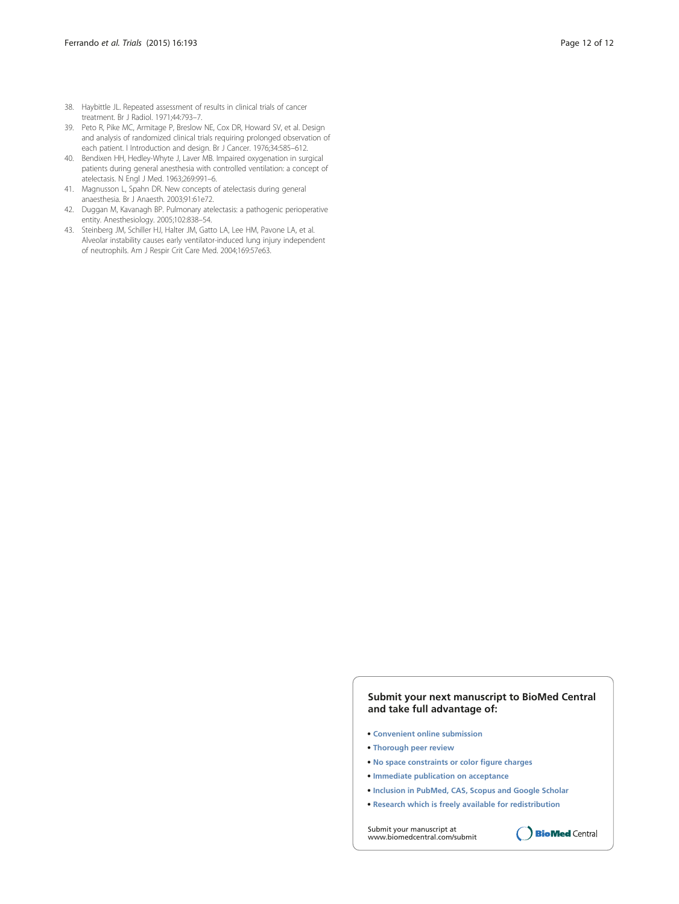38. Haybittle JL. Repeated assessment of results in clinical trials of cancer treatment. Br J Radiol. 1971;44:793–7.
39. Peto R, Pike MC, Armitage P, Breslow NE, Cox DR, Howard SV, et al. Design and analysis of randomized clinical trials requiring prolonged observation of each patient. I Introduction and design. Br J Cancer. 1976;34:585–612.
40. Bendixen HH, Hedley-Whyte J, Laver MB. Impaired oxygenation in surgical patients during general anesthesia with controlled ventilation: a concept of atelectasis. N Engl J Med. 1963;269:991–6.
41. Magnusson L, Spahn DR. New concepts of atelectasis during general anaesthesia. Br J Anaesth. 2003;91:61e72.
42. Duggan M, Kavanagh BP. Pulmonary atelectasis: a pathogenic perioperative entity. Anesthesiology. 2005;102:838–54.
43. Steinberg JM, Schiller HJ, Halter JM, Gatto LA, Lee HM, Pavone LA, et al. Alveolar instability causes early ventilator-induced lung injury independent of neutrophils. Am J Respir Crit Care Med. 2004;169:57e63.

**Submit your next manuscript to BioMed Central and take full advantage of:**

- **Convenient online submission**
- **Thorough peer review**
- **No space constraints or color figure charges**
- **Immediate publication on acceptance**
- **Inclusion in PubMed, CAS, Scopus and Google Scholar**
- **Research which is freely available for redistribution**

Submit your manuscript at
www.biomedcentral.com/submit

BioMed Central